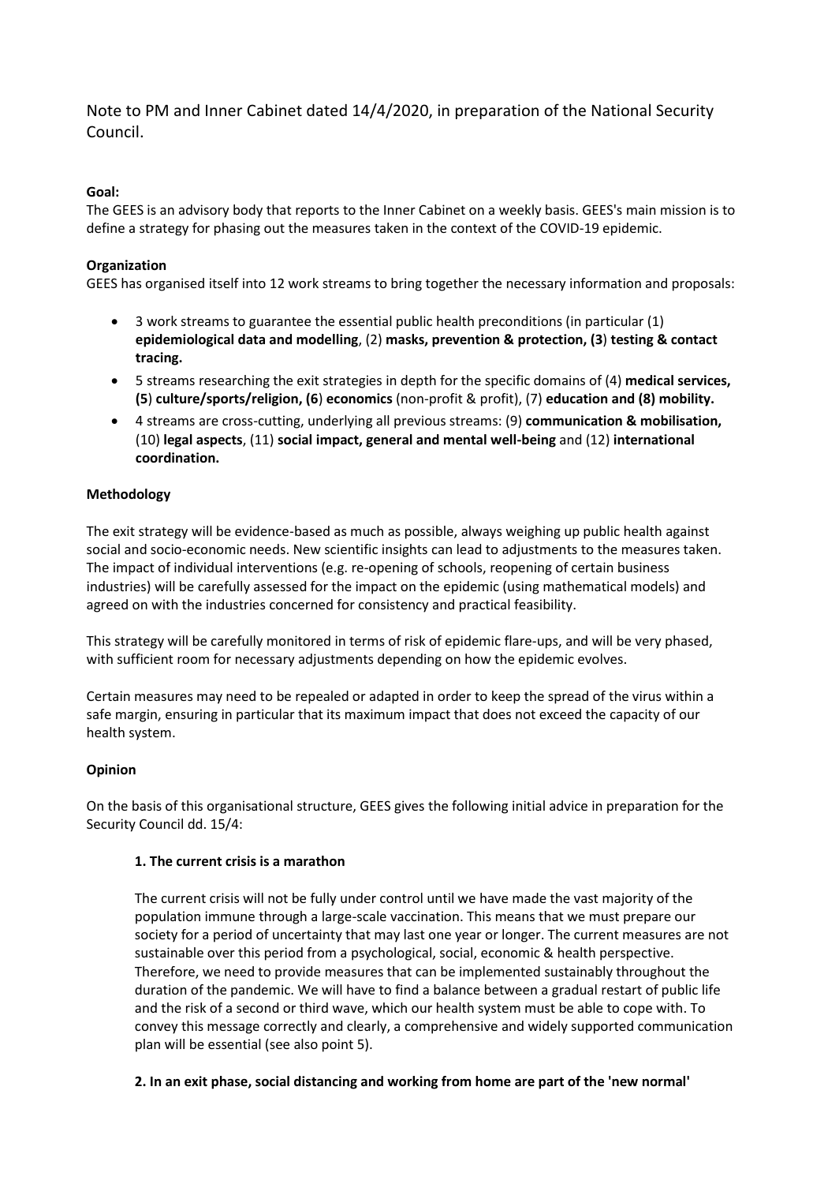Note to PM and Inner Cabinet dated 14/4/2020, in preparation of the National Security Council.

**Goal:**

The GEES is an advisory body that reports to the Inner Cabinet on a weekly basis. GEES's main mission is to define a strategy for phasing out the measures taken in the context of the COVID-19 epidemic.

**Organization**

GEES has organised itself into 12 work streams to bring together the necessary information and proposals:

- 3 work streams to guarantee the essential public health preconditions (in particular (1) **epidemiological data and modelling**, (2) **masks, prevention & protection, (3) testing & contact tracing.**
- 5 streams researching the exit strategies in depth for the specific domains of (4) **medical services, (5) culture/sports/religion, (6) economics** (non-profit & profit), (7) **education and (8) mobility.**
- 4 streams are cross-cutting, underlying all previous streams: (9) **communication & mobilisation,** (10) **legal aspects**, (11) **social impact, general and mental well-being** and (12) **international coordination.**

**Methodology**

The exit strategy will be evidence-based as much as possible, always weighing up public health against social and socio-economic needs. New scientific insights can lead to adjustments to the measures taken. The impact of individual interventions (e.g. re-opening of schools, reopening of certain business industries) will be carefully assessed for the impact on the epidemic (using mathematical models) and agreed on with the industries concerned for consistency and practical feasibility.

This strategy will be carefully monitored in terms of risk of epidemic flare-ups, and will be very phased, with sufficient room for necessary adjustments depending on how the epidemic evolves.

Certain measures may need to be repealed or adapted in order to keep the spread of the virus within a safe margin, ensuring in particular that its maximum impact that does not exceed the capacity of our health system.

**Opinion**

On the basis of this organisational structure, GEES gives the following initial advice in preparation for the Security Council dd. 15/4:

**1. The current crisis is a marathon**

The current crisis will not be fully under control until we have made the vast majority of the population immune through a large-scale vaccination. This means that we must prepare our society for a period of uncertainty that may last one year or longer. The current measures are not sustainable over this period from a psychological, social, economic & health perspective. Therefore, we need to provide measures that can be implemented sustainably throughout the duration of the pandemic. We will have to find a balance between a gradual restart of public life and the risk of a second or third wave, which our health system must be able to cope with. To convey this message correctly and clearly, a comprehensive and widely supported communication plan will be essential (see also point 5).

**2. In an exit phase, social distancing and working from home are part of the 'new normal'**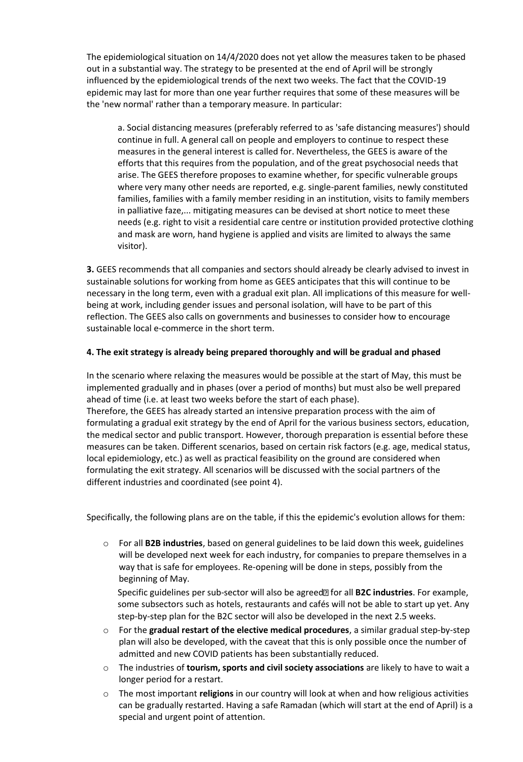The epidemiological situation on 14/4/2020 does not yet allow the measures taken to be phased out in a substantial way. The strategy to be presented at the end of April will be strongly influenced by the epidemiological trends of the next two weeks. The fact that the COVID-19 epidemic may last for more than one year further requires that some of these measures will be the 'new normal' rather than a temporary measure. In particular:

> a. Social distancing measures (preferably referred to as 'safe distancing measures') should continue in full. A general call on people and employers to continue to respect these measures in the general interest is called for. Nevertheless, the GEES is aware of the efforts that this requires from the population, and of the great psychosocial needs that arise. The GEES therefore proposes to examine whether, for specific vulnerable groups where very many other needs are reported, e.g. single-parent families, newly constituted families, families with a family member residing in an institution, visits to family members in palliative faze,... mitigating measures can be devised at short notice to meet these needs (e.g. right to visit a residential care centre or institution provided protective clothing and mask are worn, hand hygiene is applied and visits are limited to always the same visitor).

**3.** GEES recommends that all companies and sectors should already be clearly advised to invest in sustainable solutions for working from home as GEES anticipates that this will continue to be necessary in the long term, even with a gradual exit plan. All implications of this measure for well-being at work, including gender issues and personal isolation, will have to be part of this reflection. The GEES also calls on governments and businesses to consider how to encourage sustainable local e-commerce in the short term.

**4. The exit strategy is already being prepared thoroughly and will be gradual and phased**

In the scenario where relaxing the measures would be possible at the start of May, this must be implemented gradually and in phases (over a period of months) but must also be well prepared ahead of time (i.e. at least two weeks before the start of each phase).
Therefore, the GEES has already started an intensive preparation process with the aim of formulating a gradual exit strategy by the end of April for the various business sectors, education, the medical sector and public transport. However, thorough preparation is essential before these measures can be taken. Different scenarios, based on certain risk factors (e.g. age, medical status, local epidemiology, etc.) as well as practical feasibility on the ground are considered when formulating the exit strategy. All scenarios will be discussed with the social partners of the different industries and coordinated (see point 4).

Specifically, the following plans are on the table, if this the epidemic's evolution allows for them:

- For all **B2B industries**, based on general guidelines to be laid down this week, guidelines will be developed next week for each industry, for companies to prepare themselves in a way that is safe for employees. Re-opening will be done in steps, possibly from the beginning of May.

  Specific guidelines per sub-sector will also be agreed for all **B2C industries**. For example, some subsectors such as hotels, restaurants and cafés will not be able to start up yet. Any step-by-step plan for the B2C sector will also be developed in the next 2.5 weeks.
- For the **gradual restart of the elective medical procedures**, a similar gradual step-by-step plan will also be developed, with the caveat that this is only possible once the number of admitted and new COVID patients has been substantially reduced.
- The industries of **tourism, sports and civil society associations** are likely to have to wait a longer period for a restart.
- The most important **religions** in our country will look at when and how religious activities can be gradually restarted. Having a safe Ramadan (which will start at the end of April) is a special and urgent point of attention.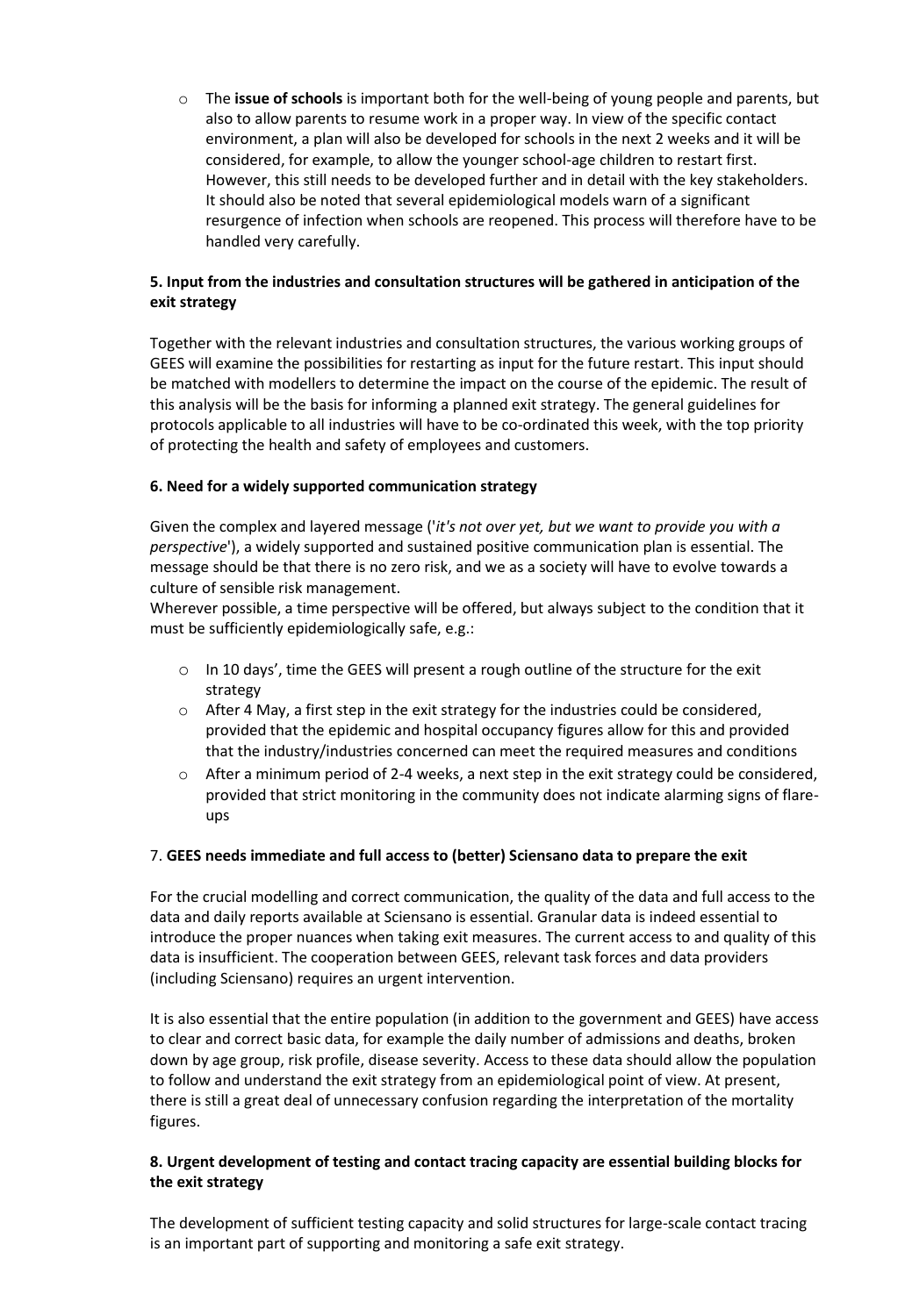- The **issue of schools** is important both for the well-being of young people and parents, but also to allow parents to resume work in a proper way. In view of the specific contact environment, a plan will also be developed for schools in the next 2 weeks and it will be considered, for example, to allow the younger school-age children to restart first. However, this still needs to be developed further and in detail with the key stakeholders. It should also be noted that several epidemiological models warn of a significant resurgence of infection when schools are reopened. This process will therefore have to be handled very carefully.

**5. Input from the industries and consultation structures will be gathered in anticipation of the exit strategy**

Together with the relevant industries and consultation structures, the various working groups of GEES will examine the possibilities for restarting as input for the future restart. This input should be matched with modellers to determine the impact on the course of the epidemic. The result of this analysis will be the basis for informing a planned exit strategy. The general guidelines for protocols applicable to all industries will have to be co-ordinated this week, with the top priority of protecting the health and safety of employees and customers.

**6. Need for a widely supported communication strategy**

Given the complex and layered message ('*it's not over yet, but we want to provide you with a perspective*'), a widely supported and sustained positive communication plan is essential. The message should be that there is no zero risk, and we as a society will have to evolve towards a culture of sensible risk management.
Wherever possible, a time perspective will be offered, but always subject to the condition that it must be sufficiently epidemiologically safe, e.g.:

- In 10 days', time the GEES will present a rough outline of the structure for the exit strategy
- After 4 May, a first step in the exit strategy for the industries could be considered, provided that the epidemic and hospital occupancy figures allow for this and provided that the industry/industries concerned can meet the required measures and conditions
- After a minimum period of 2-4 weeks, a next step in the exit strategy could be considered, provided that strict monitoring in the community does not indicate alarming signs of flare-ups

7. **GEES needs immediate and full access to (better) Sciensano data to prepare the exit**

For the crucial modelling and correct communication, the quality of the data and full access to the data and daily reports available at Sciensano is essential. Granular data is indeed essential to introduce the proper nuances when taking exit measures. The current access to and quality of this data is insufficient. The cooperation between GEES, relevant task forces and data providers (including Sciensano) requires an urgent intervention.

It is also essential that the entire population (in addition to the government and GEES) have access to clear and correct basic data, for example the daily number of admissions and deaths, broken down by age group, risk profile, disease severity. Access to these data should allow the population to follow and understand the exit strategy from an epidemiological point of view. At present, there is still a great deal of unnecessary confusion regarding the interpretation of the mortality figures.

**8. Urgent development of testing and contact tracing capacity are essential building blocks for the exit strategy**

The development of sufficient testing capacity and solid structures for large-scale contact tracing is an important part of supporting and monitoring a safe exit strategy.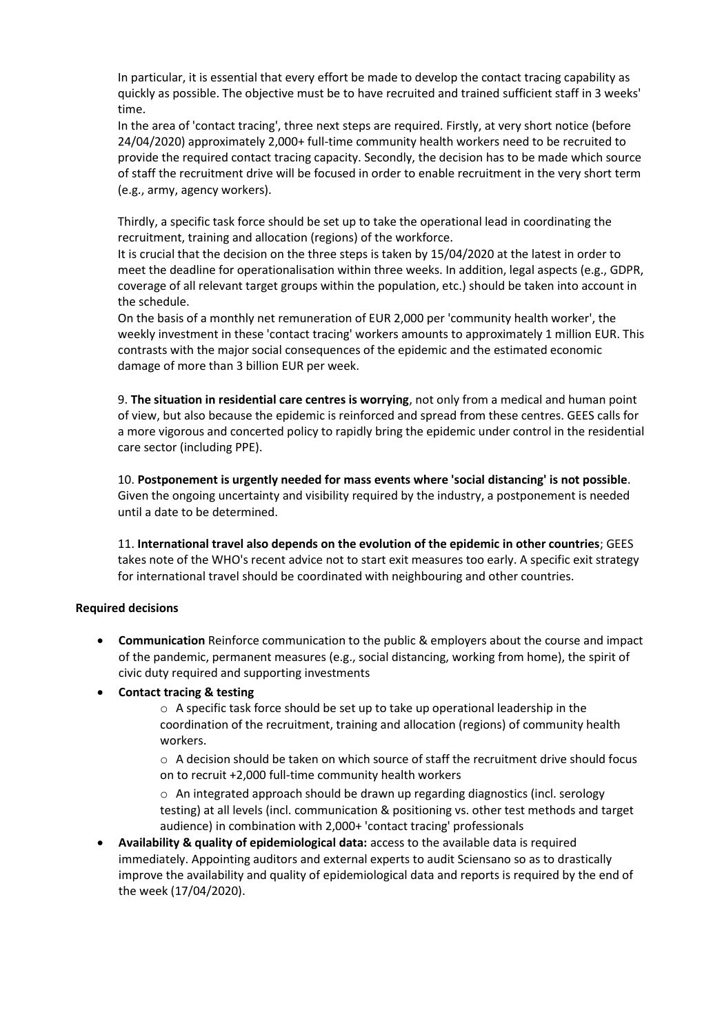In particular, it is essential that every effort be made to develop the contact tracing capability as quickly as possible. The objective must be to have recruited and trained sufficient staff in 3 weeks' time.

In the area of 'contact tracing', three next steps are required. Firstly, at very short notice (before 24/04/2020) approximately 2,000+ full-time community health workers need to be recruited to provide the required contact tracing capacity. Secondly, the decision has to be made which source of staff the recruitment drive will be focused in order to enable recruitment in the very short term (e.g., army, agency workers).

Thirdly, a specific task force should be set up to take the operational lead in coordinating the recruitment, training and allocation (regions) of the workforce.

It is crucial that the decision on the three steps is taken by 15/04/2020 at the latest in order to meet the deadline for operationalisation within three weeks. In addition, legal aspects (e.g., GDPR, coverage of all relevant target groups within the population, etc.) should be taken into account in the schedule.

On the basis of a monthly net remuneration of EUR 2,000 per 'community health worker', the weekly investment in these 'contact tracing' workers amounts to approximately 1 million EUR. This contrasts with the major social consequences of the epidemic and the estimated economic damage of more than 3 billion EUR per week.

9. **The situation in residential care centres is worrying**, not only from a medical and human point of view, but also because the epidemic is reinforced and spread from these centres. GEES calls for a more vigorous and concerted policy to rapidly bring the epidemic under control in the residential care sector (including PPE).

10. **Postponement is urgently needed for mass events where 'social distancing' is not possible**. Given the ongoing uncertainty and visibility required by the industry, a postponement is needed until a date to be determined.

11. **International travel also depends on the evolution of the epidemic in other countries**; GEES takes note of the WHO's recent advice not to start exit measures too early. A specific exit strategy for international travel should be coordinated with neighbouring and other countries.

**Required decisions**

- **Communication** Reinforce communication to the public & employers about the course and impact of the pandemic, permanent measures (e.g., social distancing, working from home), the spirit of civic duty required and supporting investments
- **Contact tracing & testing**
  - A specific task force should be set up to take up operational leadership in the coordination of the recruitment, training and allocation (regions) of community health workers.
  - A decision should be taken on which source of staff the recruitment drive should focus on to recruit +2,000 full-time community health workers
  - An integrated approach should be drawn up regarding diagnostics (incl. serology testing) at all levels (incl. communication & positioning vs. other test methods and target audience) in combination with 2,000+ 'contact tracing' professionals
- **Availability & quality of epidemiological data:** access to the available data is required immediately. Appointing auditors and external experts to audit Sciensano so as to drastically improve the availability and quality of epidemiological data and reports is required by the end of the week (17/04/2020).